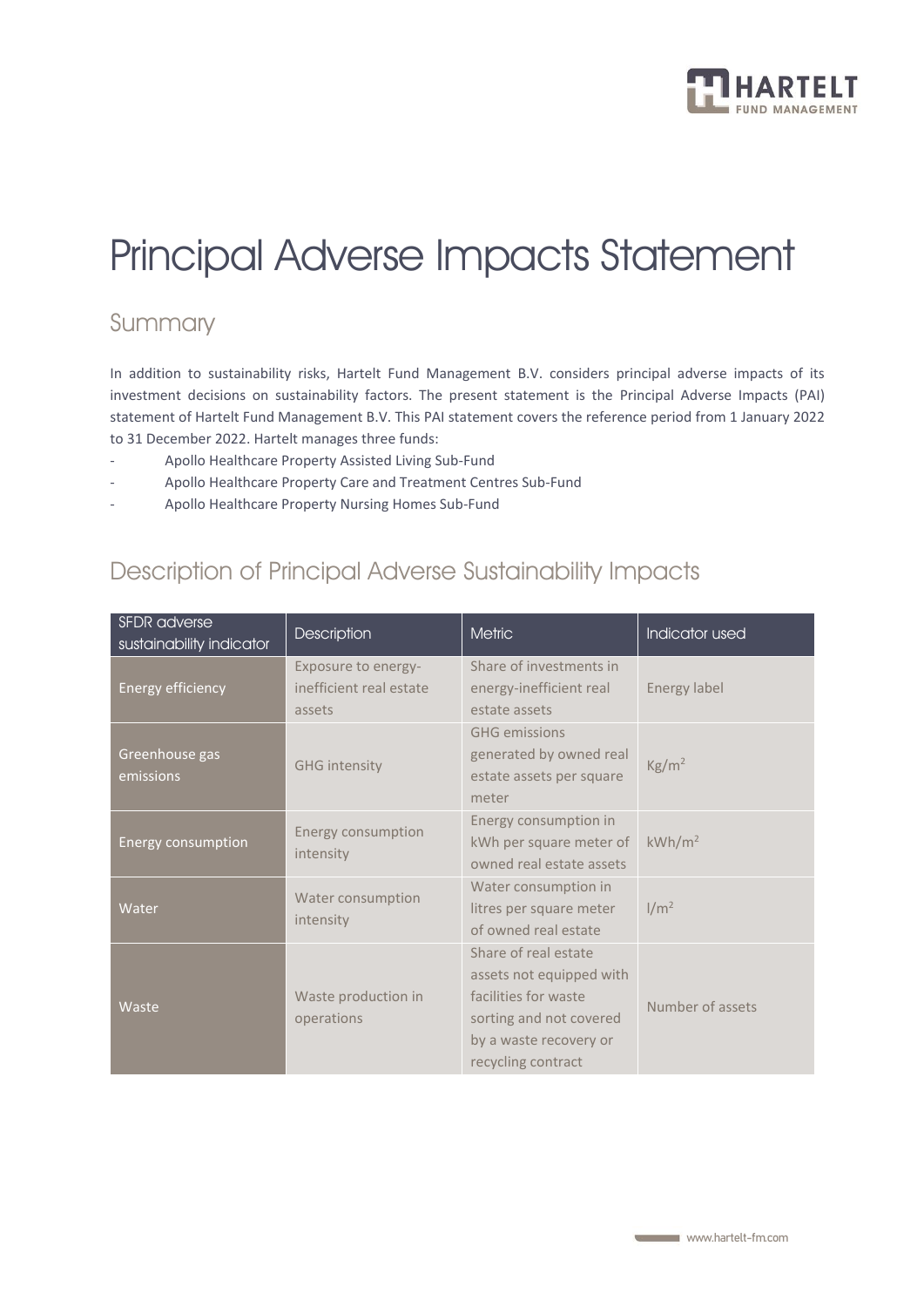# Principal Adverse Impacts Statement

## Summary

In addition to sustainability risks, Hartelt Fund Management B.V. considers principal adverse impacts of its investment decisions on sustainability factors. The present statement is the Principal Adverse Impacts (PAI) statement of Hartelt Fund Management B.V. This PAI statement covers the reference period from 1 January 2022 to 31 December 2022. Hartelt manages three funds:

- Apollo Healthcare Property Assisted Living Sub-Fund
- Apollo Healthcare Property Care and Treatment Centres Sub-Fund
- Apollo Healthcare Property Nursing Homes Sub-Fund

## Description of Principal Adverse Sustainability Impacts

| SFDR adverse sustainability indicator | Description | Metric | Indicator used |
|---|---|---|---|
| Energy efficiency | Exposure to energy-inefficient real estate assets | Share of investments in energy-inefficient real estate assets | Energy label |
| Greenhouse gas emissions | GHG intensity | GHG emissions generated by owned real estate assets per square meter | $Kg/m^2$ |
| Energy consumption | Energy consumption intensity | Energy consumption in kWh per square meter of owned real estate assets | $kWh/m^2$ |
| Water | Water consumption intensity | Water consumption in litres per square meter of owned real estate | $l/m^2$ |
| Waste | Waste production in operations | Share of real estate assets not equipped with facilities for waste sorting and not covered by a waste recovery or recycling contract | Number of assets |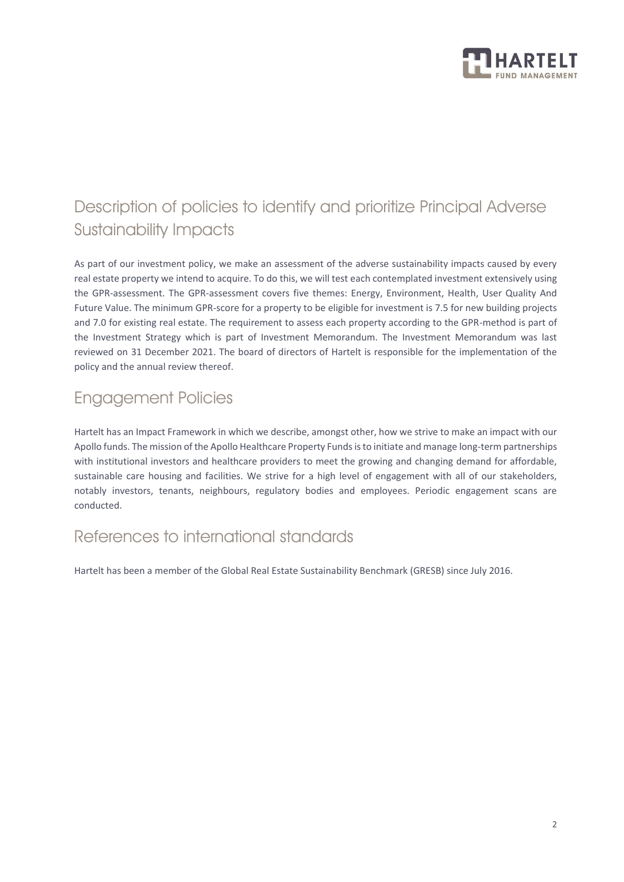## Description of policies to identify and prioritize Principal Adverse Sustainability Impacts

As part of our investment policy, we make an assessment of the adverse sustainability impacts caused by every real estate property we intend to acquire. To do this, we will test each contemplated investment extensively using the GPR-assessment. The GPR-assessment covers five themes: Energy, Environment, Health, User Quality And Future Value. The minimum GPR-score for a property to be eligible for investment is 7.5 for new building projects and 7.0 for existing real estate. The requirement to assess each property according to the GPR-method is part of the Investment Strategy which is part of Investment Memorandum. The Investment Memorandum was last reviewed on 31 December 2021. The board of directors of Hartelt is responsible for the implementation of the policy and the annual review thereof.

## Engagement Policies

Hartelt has an Impact Framework in which we describe, amongst other, how we strive to make an impact with our Apollo funds. The mission of the Apollo Healthcare Property Funds is to initiate and manage long-term partnerships with institutional investors and healthcare providers to meet the growing and changing demand for affordable, sustainable care housing and facilities. We strive for a high level of engagement with all of our stakeholders, notably investors, tenants, neighbours, regulatory bodies and employees. Periodic engagement scans are conducted.

## References to international standards

Hartelt has been a member of the Global Real Estate Sustainability Benchmark (GRESB) since July 2016.